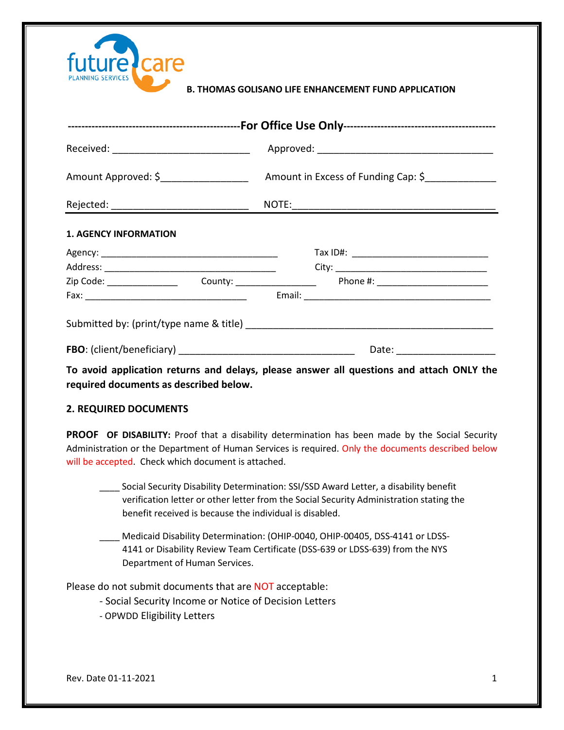future care PLANNING SERVICES

# B. THOMAS GOLISANO LIFE ENHANCEMENT FUND APPLICATION

**--------------------------------------------------For Office Use Only--------------------------------------------**

Received: __________________________ Approved: _________________________________

Amount Approved: $________________ Amount in Excess of Funding Cap: $_____________

Rejected: __________________________ NOTE:_____________________________________

## 1. AGENCY INFORMATION

Agency: ___________________________________ Tax ID#: ___________________________

Address: __________________________________ City: _____________________________

Zip Code: ______________ County: ________________ Phone #: ______________________

Fax: ________________________________ Email: ___________________________________

Submitted by: (print/type name & title) ______________________________________________

**FBO**: (client/beneficiary) _________________________________ Date: __________________

**To avoid application returns and delays, please answer all questions and attach ONLY the required documents as described below.**

## 2. REQUIRED DOCUMENTS

**PROOF OF DISABILITY:** Proof that a disability determination has been made by the Social Security Administration or the Department of Human Services is required. Only the documents described below will be accepted. Check which document is attached.

____ Social Security Disability Determination: SSI/SSD Award Letter, a disability benefit verification letter or other letter from the Social Security Administration stating the benefit received is because the individual is disabled.

____ Medicaid Disability Determination: (OHIP-0040, OHIP-00405, DSS-4141 or LDSS-4141 or Disability Review Team Certificate (DSS-639 or LDSS-639) from the NYS Department of Human Services.

Please do not submit documents that are NOT acceptable:

- Social Security Income or Notice of Decision Letters
- OPWDD Eligibility Letters

Rev. Date 01-11-2021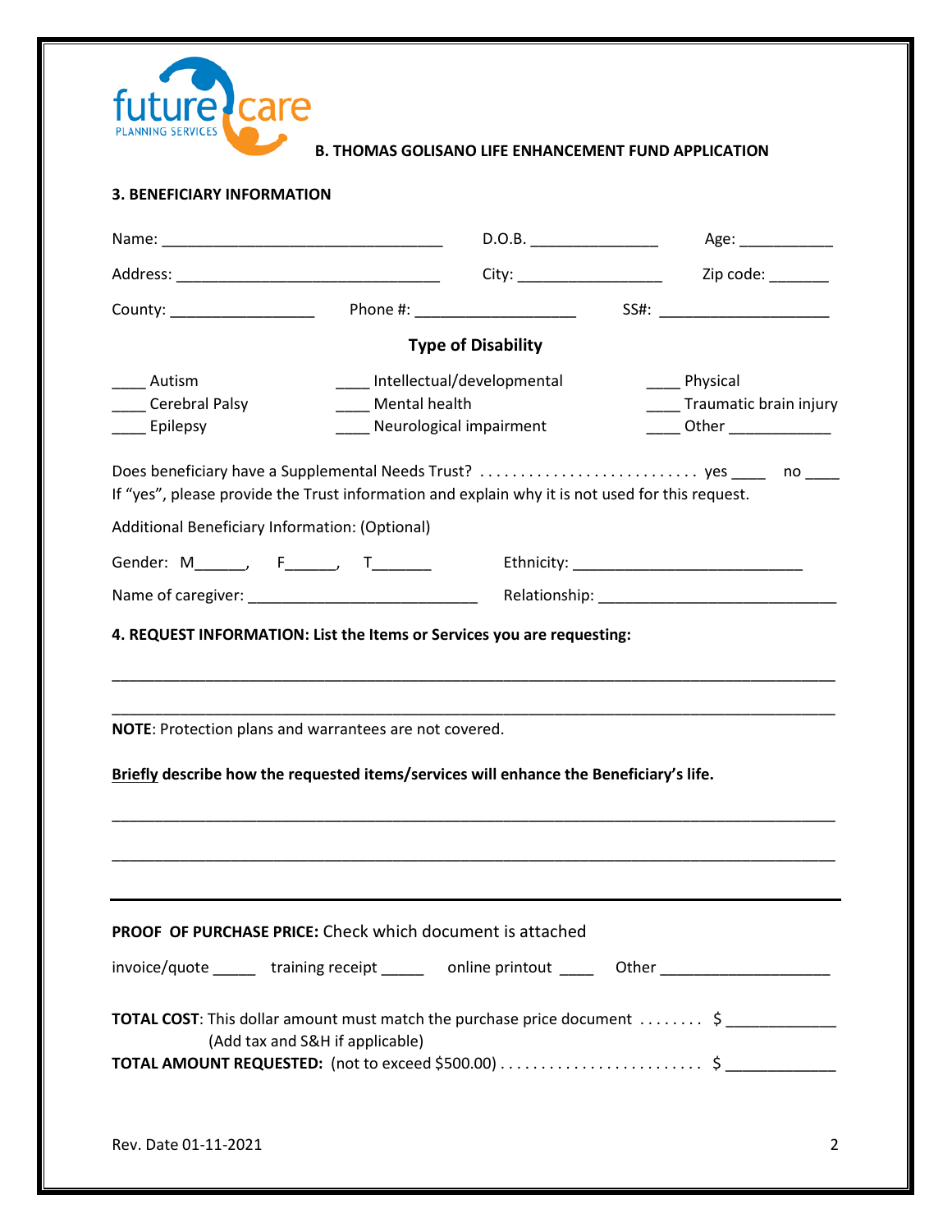future care
PLANNING SERVICES

**B. THOMAS GOLISANO LIFE ENHANCEMENT FUND APPLICATION**

**3. BENEFICIARY INFORMATION**

Name: ________________________________ D.O.B. ______________ Age: __________

Address: ______________________________ City: ________________ Zip code: _______

County: ________________ Phone #: ___________________ SS#: ___________________

**Type of Disability**

____ Autism
____ Cerebral Palsy
____ Epilepsy
____ Intellectual/developmental
____ Mental health
____ Neurological impairment
____ Physical
____ Traumatic brain injury
____ Other ____________

Does beneficiary have a Supplemental Needs Trust? . . . . . . . . . . . . . . . . . . . . . . . . . . . yes ____ no ____
If "yes", please provide the Trust information and explain why it is not used for this request.

Additional Beneficiary Information: (Optional)

Gender: M______, F______, T_______ Ethnicity: __________________________

Name of caregiver: __________________________ Relationship: ___________________________

**4. REQUEST INFORMATION: List the Items or Services you are requesting:**

_____________________________________________________________________________

_____________________________________________________________________________

**NOTE**: Protection plans and warrantees are not covered.

**Briefly describe how the requested items/services will enhance the Beneficiary's life.**

_____________________________________________________________________________

_____________________________________________________________________________

**PROOF OF PURCHASE PRICE:** Check which document is attached

invoice/quote _____ training receipt _____ online printout ____ Other ___________________

**TOTAL COST**: This dollar amount must match the purchase price document . . . . . . . . $ ____________
(Add tax and S&H if applicable)
**TOTAL AMOUNT REQUESTED:** (not to exceed $500.00) . . . . . . . . . . . . . . . . . . . . . . . . . $ ____________

Rev. Date 01-11-2021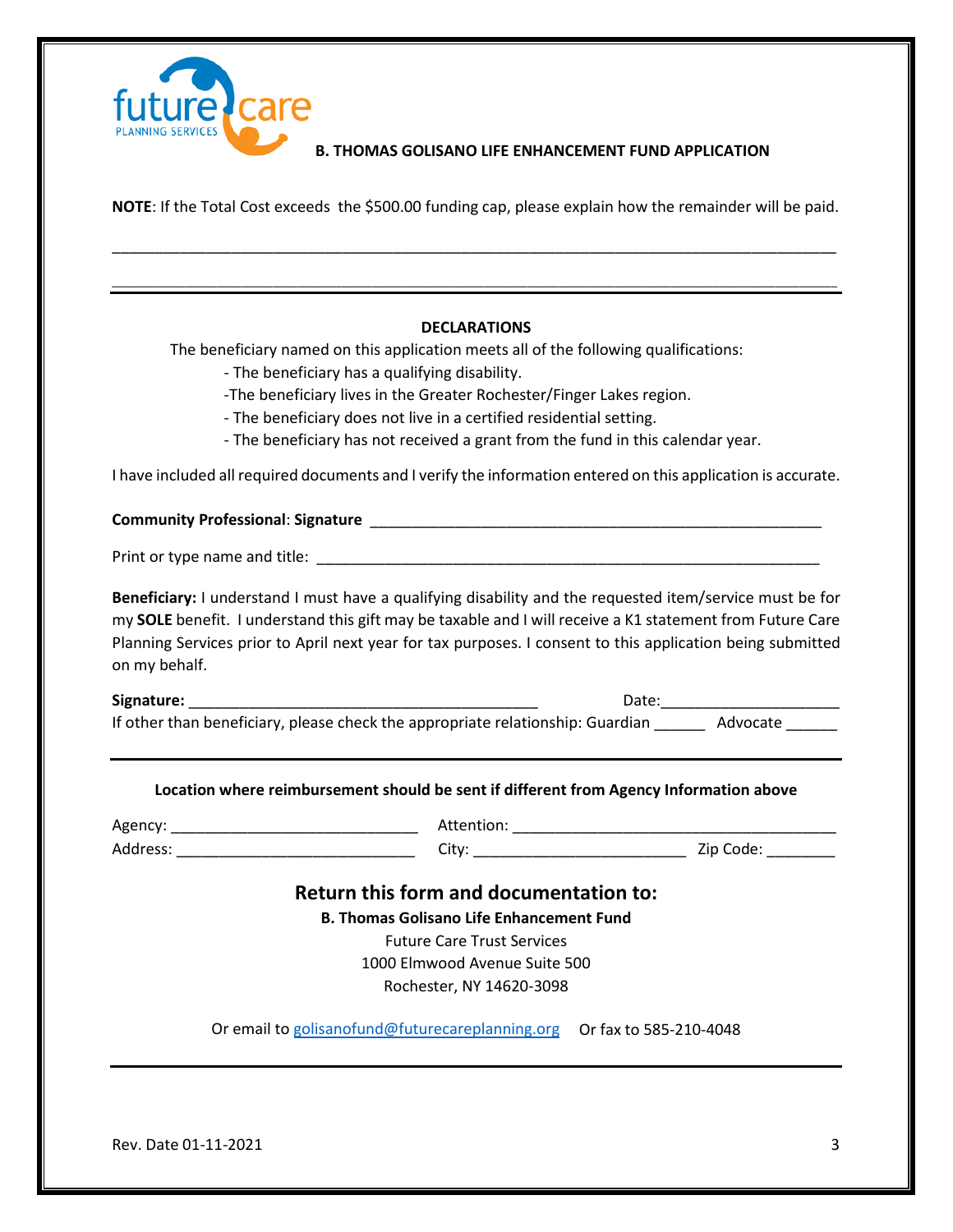future care PLANNING SERVICES

**B. THOMAS GOLISANO LIFE ENHANCEMENT FUND APPLICATION**

**NOTE**: If the Total Cost exceeds the $500.00 funding cap, please explain how the remainder will be paid.

_______________________________________________________________________________________

_______________________________________________________________________________________

**DECLARATIONS**

The beneficiary named on this application meets all of the following qualifications:

- The beneficiary has a qualifying disability.
- The beneficiary lives in the Greater Rochester/Finger Lakes region.
- The beneficiary does not live in a certified residential setting.
- The beneficiary has not received a grant from the fund in this calendar year.

I have included all required documents and I verify the information entered on this application is accurate.

**Community Professional**: **Signature** _______________________________________________

Print or type name and title: _______________________________________________

**Beneficiary:** I understand I must have a qualifying disability and the requested item/service must be for my **SOLE** benefit. I understand this gift may be taxable and I will receive a K1 statement from Future Care Planning Services prior to April next year for tax purposes. I consent to this application being submitted on my behalf.

**Signature:** _________________________________________ Date:_____________________

If other than beneficiary, please check the appropriate relationship: Guardian ______ Advocate ______

**Location where reimbursement should be sent if different from Agency Information above**

Agency: ____________________________ Attention: ______________________________________

Address: ____________________________ City: _________________________ Zip Code: ________

## Return this form and documentation to:

**B. Thomas Golisano Life Enhancement Fund**

Future Care Trust Services

1000 Elmwood Avenue Suite 500

Rochester, NY 14620-3098

Or email to golisanofund@futurecareplanning.org Or fax to 585-210-4048

Rev. Date 01-11-2021